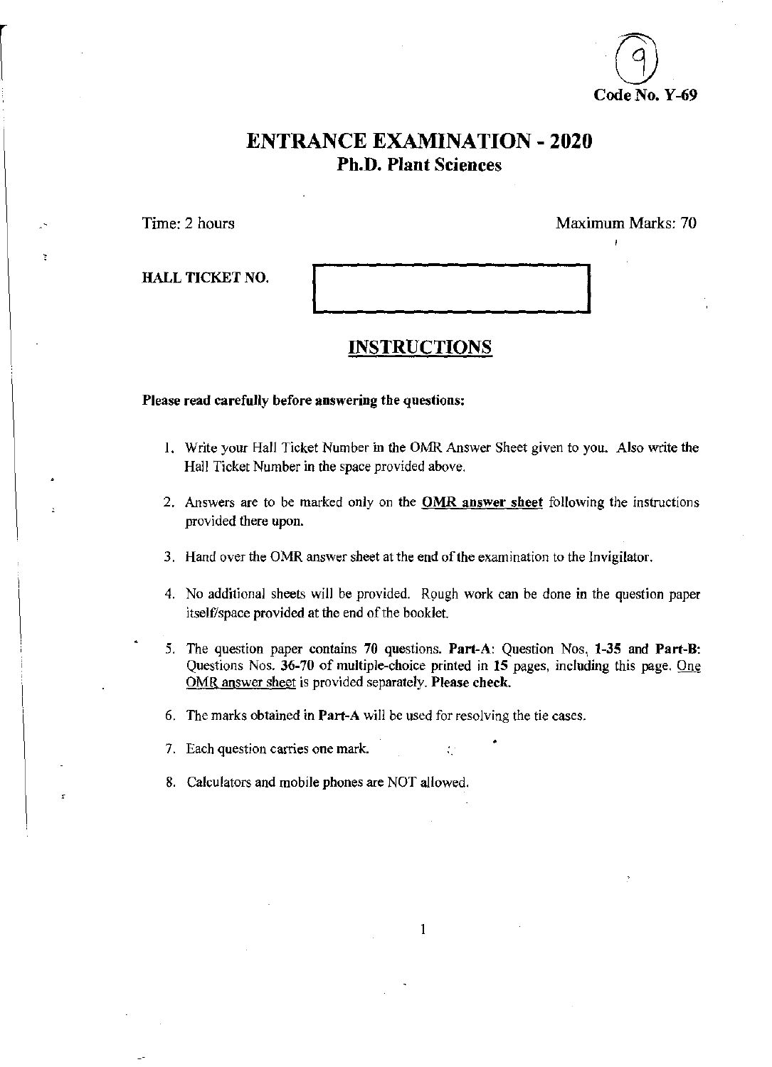(9)
Code No. Y-69

# ENTRANCE EXAMINATION - 2020
## Ph.D. Plant Sciences

Time: 2 hours | Maximum Marks: 70

HALL TICKET NO.

## INSTRUCTIONS

**Please read carefully before answering the questions:**

1. Write your Hall Ticket Number in the OMR Answer Sheet given to you. Also write the Hall Ticket Number in the space provided above.
2. Answers are to be marked only on the **OMR answer sheet** following the instructions provided there upon.
3. Hand over the OMR answer sheet at the end of the examination to the Invigilator.
4. No additional sheets will be provided. Rough work can be done in the question paper itself/space provided at the end of the booklet.
5. The question paper contains **70** questions. **Part-A**: Question Nos, **1-35** and **Part-B**: Questions Nos. **36-70** of multiple-choice printed in **15** pages, including this page. One OMR answer sheet is provided separately. **Please check.**
6. The marks obtained in **Part-A** will be used for resolving the tie cases.
7. Each question carries one mark.
8. Calculators and mobile phones are NOT allowed.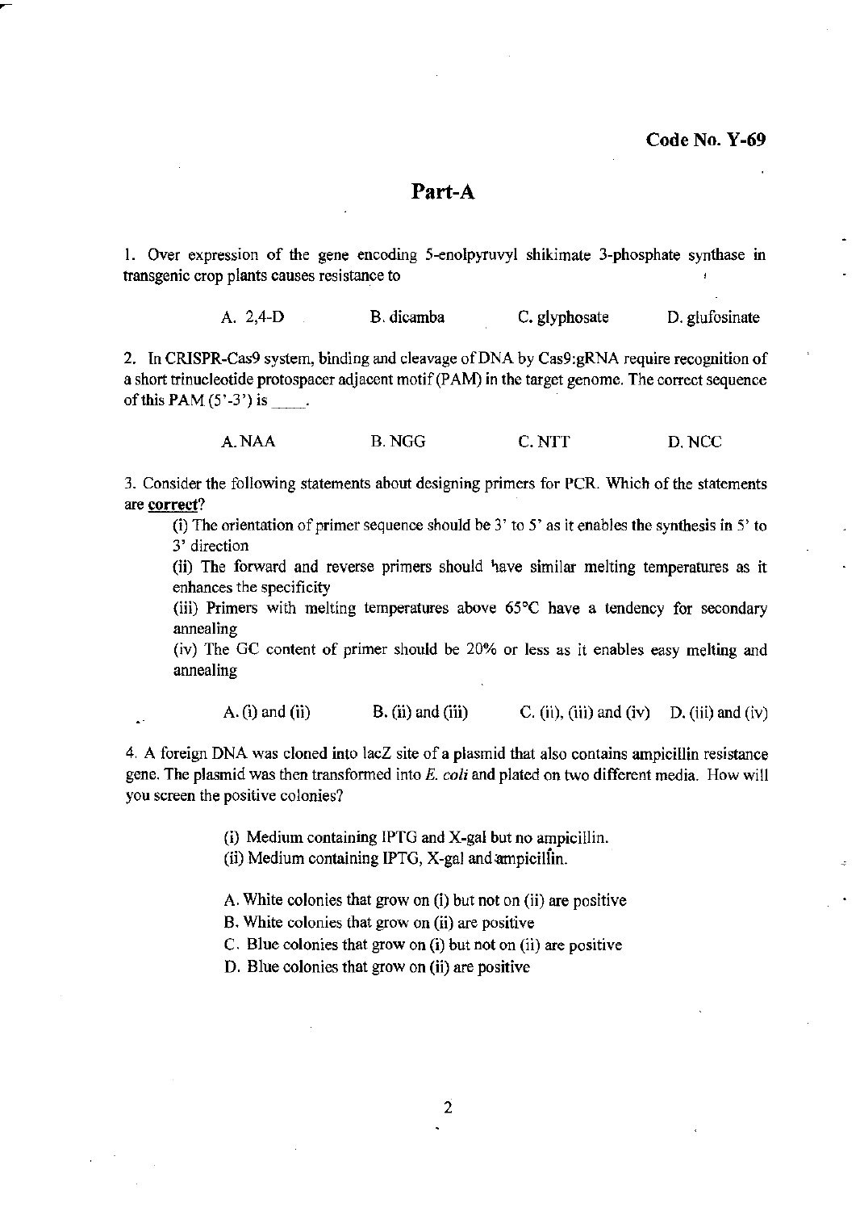**Code No. Y-69**

## Part-A

1. Over expression of the gene encoding 5-enolpyruvyl shikimate 3-phosphate synthase in transgenic crop plants causes resistance to

A. 2,4-D B. dicamba C. glyphosate D. glufosinate

2. In CRISPR-Cas9 system, binding and cleavage of DNA by Cas9:gRNA require recognition of a short trinucleotide protospacer adjacent motif (PAM) in the target genome. The correct sequence of this PAM (5'-3') is ____.

A. NAA B. NGG C. NTT D. NCC

3. Consider the following statements about designing primers for PCR. Which of the statements are **correct**?

(i) The orientation of primer sequence should be 3' to 5' as it enables the synthesis in 5' to 3' direction

(ii) The forward and reverse primers should have similar melting temperatures as it enhances the specificity

(iii) Primers with melting temperatures above 65°C have a tendency for secondary annealing

(iv) The GC content of primer should be 20% or less as it enables easy melting and annealing

A. (i) and (ii) B. (ii) and (iii) C. (ii), (iii) and (iv) D. (iii) and (iv)

4. A foreign DNA was cloned into lacZ site of a plasmid that also contains ampicillin resistance gene. The plasmid was then transformed into *E. coli* and plated on two different media. How will you screen the positive colonies?

(i) Medium containing IPTG and X-gal but no ampicillin.
(ii) Medium containing IPTG, X-gal and ampicillin.

A. White colonies that grow on (i) but not on (ii) are positive
B. White colonies that grow on (ii) are positive
C. Blue colonies that grow on (i) but not on (ii) are positive
D. Blue colonies that grow on (ii) are positive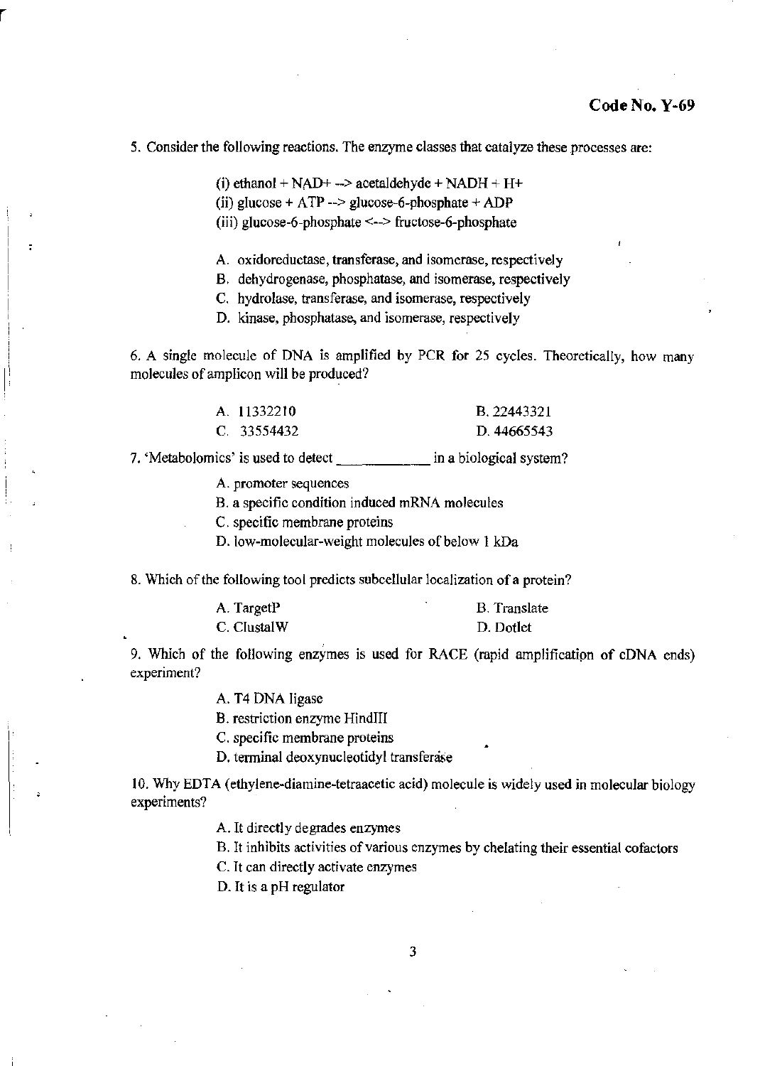5. Consider the following reactions. The enzyme classes that catalyze these processes are:

(i) ethanol + NAD+ --> acetaldehyde + NADH + H+
(ii) glucose + ATP --> glucose-6-phosphate + ADP
(iii) glucose-6-phosphate <--> fructose-6-phosphate

A. oxidoreductase, transferase, and isomerase, respectively
B. dehydrogenase, phosphatase, and isomerase, respectively
C. hydrolase, transferase, and isomerase, respectively
D. kinase, phosphatase, and isomerase, respectively

6. A single molecule of DNA is amplified by PCR for 25 cycles. Theoretically, how many molecules of amplicon will be produced?

A. 11332210
B. 22443321
C. 33554432
D. 44665543

7. 'Metabolomics' is used to detect ____________ in a biological system?

A. promoter sequences
B. a specific condition induced mRNA molecules
C. specific membrane proteins
D. low-molecular-weight molecules of below 1 kDa

8. Which of the following tool predicts subcellular localization of a protein?

A. TargetP
B. Translate
C. ClustalW
D. Dotlet

9. Which of the following enzymes is used for RACE (rapid amplification of cDNA ends) experiment?

A. T4 DNA ligase
B. restriction enzyme HindIII
C. specific membrane proteins
D. terminal deoxynucleotidyl transferase

10. Why EDTA (ethylene-diamine-tetraacetic acid) molecule is widely used in molecular biology experiments?

A. It directly degrades enzymes
B. It inhibits activities of various enzymes by chelating their essential cofactors
C. It can directly activate enzymes
D. It is a pH regulator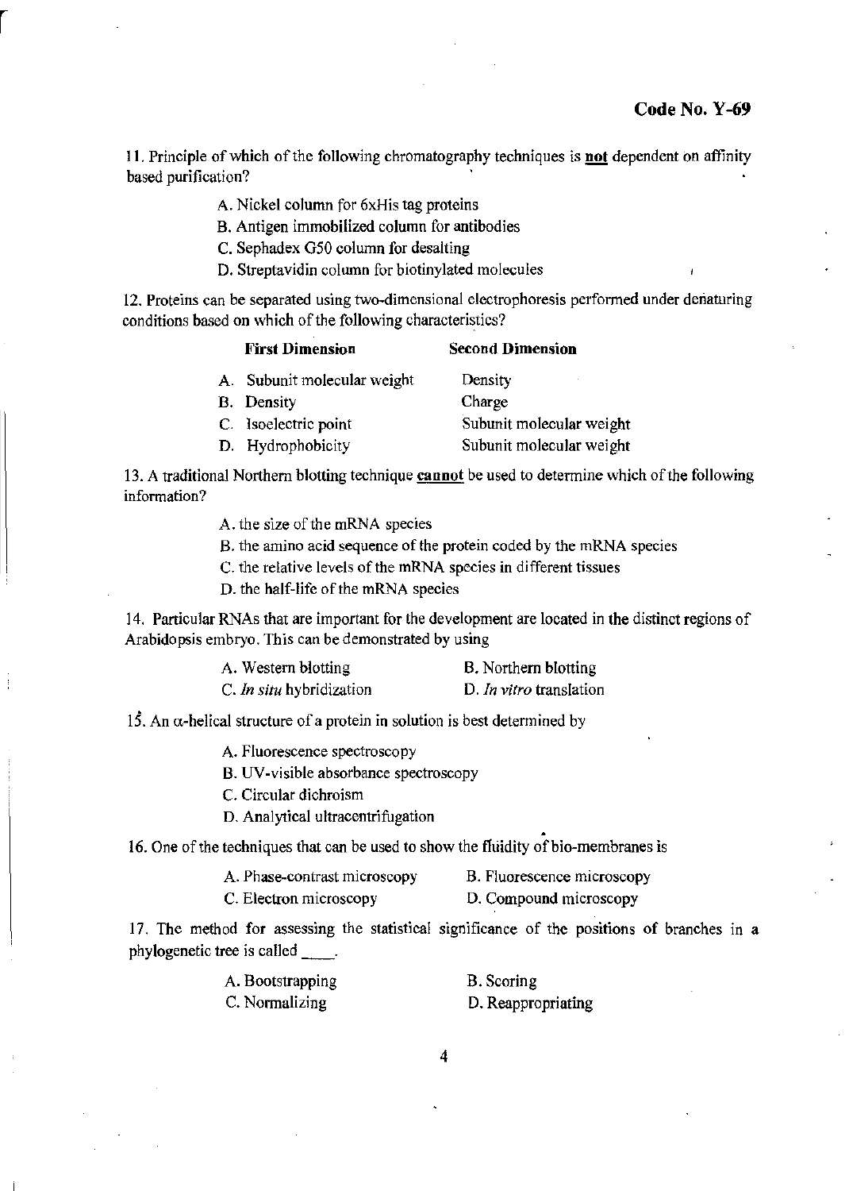**Code No. Y-69**

11. Principle of which of the following chromatography techniques is **not** dependent on affinity based purification?

A. Nickel column for 6xHis tag proteins
B. Antigen immobilized column for antibodies
C. Sephadex G50 column for desalting
D. Streptavidin column for biotinylated molecules

12. Proteins can be separated using two-dimensional electrophoresis performed under denaturing conditions based on which of the following characteristics?

| | First Dimension | Second Dimension |
|---|---|---|
| A. | Subunit molecular weight | Density |
| B. | Density | Charge |
| C. | Isoelectric point | Subunit molecular weight |
| D. | Hydrophobicity | Subunit molecular weight |

13. A traditional Northern blotting technique **cannot** be used to determine which of the following information?

A. the size of the mRNA species
B. the amino acid sequence of the protein coded by the mRNA species
C. the relative levels of the mRNA species in different tissues
D. the half-life of the mRNA species

14. Particular RNAs that are important for the development are located in the distinct regions of Arabidopsis embryo. This can be demonstrated by using

A. Western blotting
B. Northern blotting
C. *In situ* hybridization
D. *In vitro* translation

15. An α-helical structure of a protein in solution is best determined by

A. Fluorescence spectroscopy
B. UV-visible absorbance spectroscopy
C. Circular dichroism
D. Analytical ultracentrifugation

16. One of the techniques that can be used to show the fluidity of bio-membranes is

A. Phase-contrast microscopy
B. Fluorescence microscopy
C. Electron microscopy
D. Compound microscopy

17. The method for assessing the statistical significance of the positions of branches in a phylogenetic tree is called ____.

A. Bootstrapping
B. Scoring
C. Normalizing
D. Reappropriating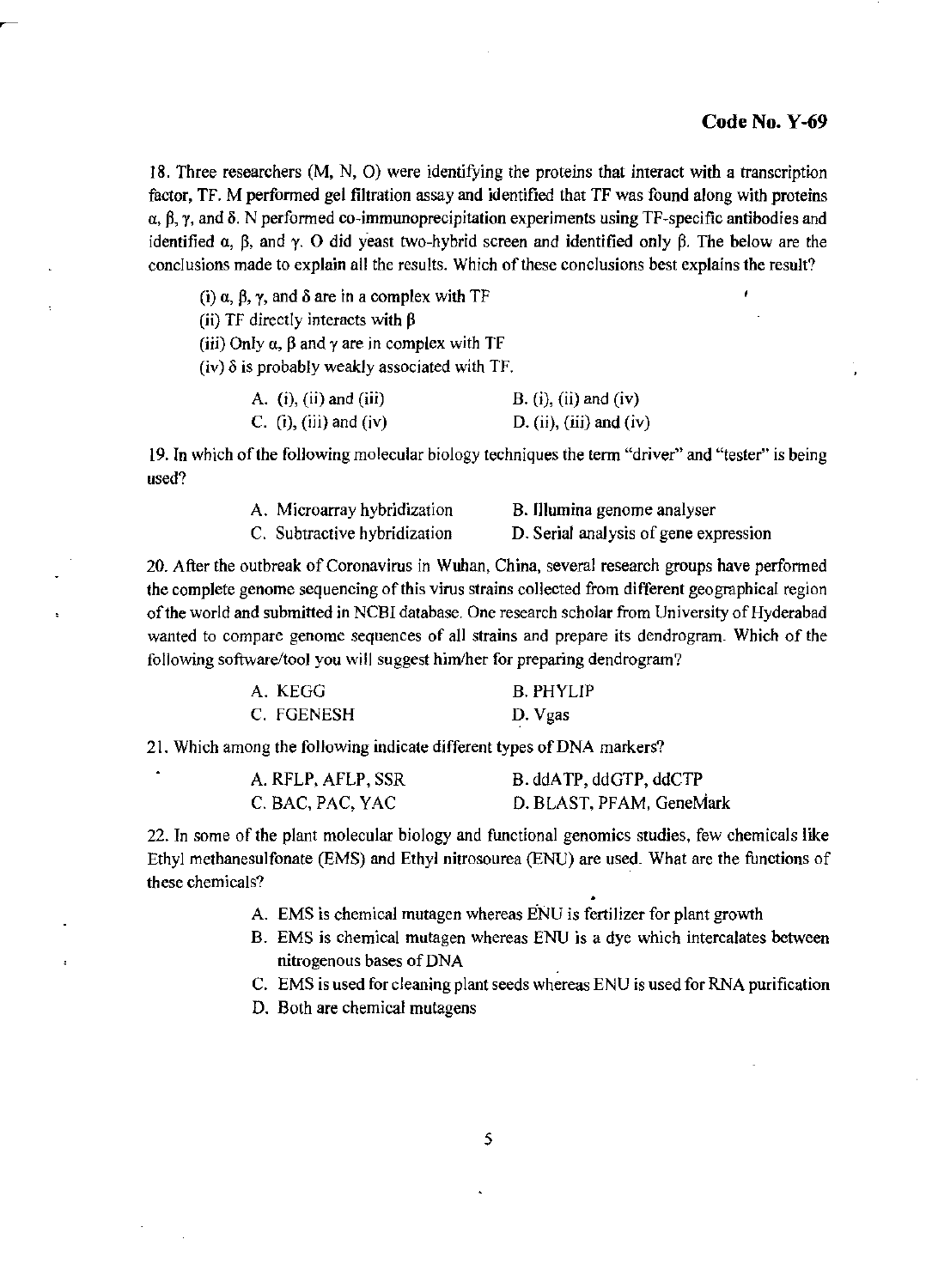18. Three researchers (M, N, O) were identifying the proteins that interact with a transcription factor, TF. M performed gel filtration assay and identified that TF was found along with proteins $\alpha$, $\beta$, $\gamma$, and $\delta$. N performed co-immunoprecipitation experiments using TF-specific antibodies and identified $\alpha$, $\beta$, and $\gamma$. O did yeast two-hybrid screen and identified only $\beta$. The below are the conclusions made to explain all the results. Which of these conclusions best explains the result?

(i) $\alpha$, $\beta$, $\gamma$, and $\delta$ are in a complex with TF
(ii) TF directly interacts with $\beta$
(iii) Only $\alpha$, $\beta$ and $\gamma$ are in complex with TF
(iv) $\delta$ is probably weakly associated with TF.

A. (i), (ii) and (iii)
B. (i), (ii) and (iv)
C. (i), (iii) and (iv)
D. (ii), (iii) and (iv)

19. In which of the following molecular biology techniques the term "driver" and "tester" is being used?

A. Microarray hybridization
B. Illumina genome analyser
C. Subtractive hybridization
D. Serial analysis of gene expression

20. After the outbreak of Coronavirus in Wuhan, China, several research groups have performed the complete genome sequencing of this virus strains collected from different geographical region of the world and submitted in NCBI database. One research scholar from University of Hyderabad wanted to compare genome sequences of all strains and prepare its dendrogram. Which of the following software/tool you will suggest him/her for preparing dendrogram?

A. KEGG
B. PHYLIP
C. FGENESH
D. Vgas

21. Which among the following indicate different types of DNA markers?

A. RFLP, AFLP, SSR
B. ddATP, ddGTP, ddCTP
C. BAC, PAC, YAC
D. BLAST, PFAM, GeneMark

22. In some of the plant molecular biology and functional genomics studies, few chemicals like Ethyl methanesulfonate (EMS) and Ethyl nitrosourea (ENU) are used. What are the functions of these chemicals?

A. EMS is chemical mutagen whereas ENU is fertilizer for plant growth
B. EMS is chemical mutagen whereas ENU is a dye which intercalates between nitrogenous bases of DNA
C. EMS is used for cleaning plant seeds whereas ENU is used for RNA purification
D. Both are chemical mutagens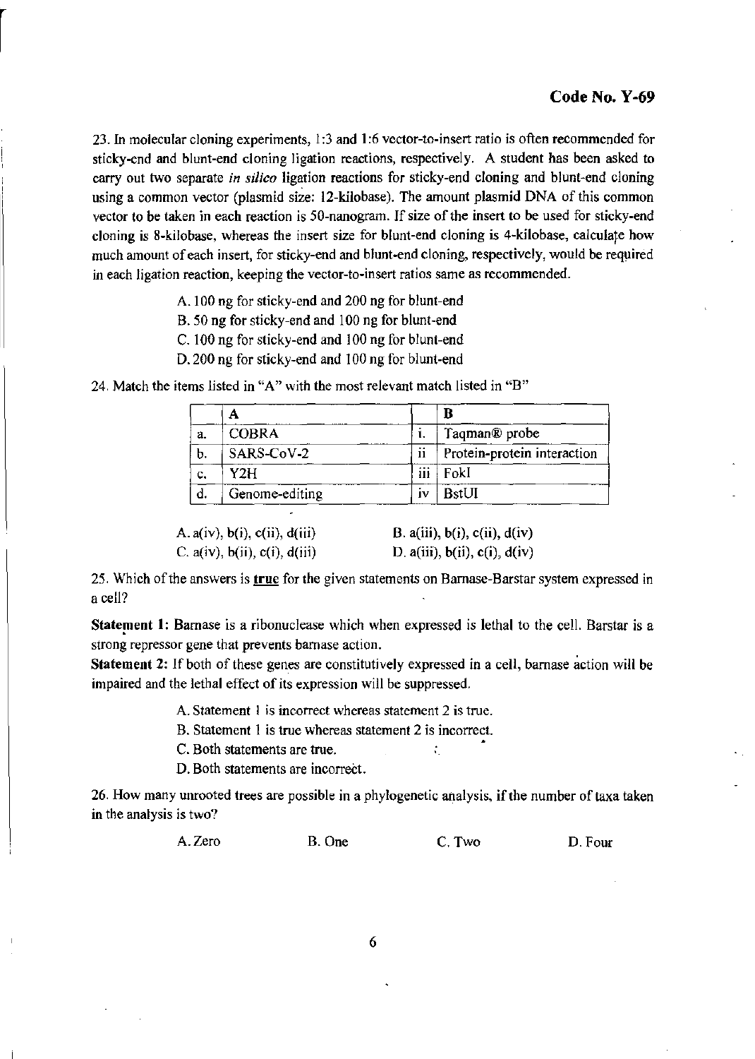**Code No. Y-69**

23. In molecular cloning experiments, 1:3 and 1:6 vector-to-insert ratio is often recommended for sticky-end and blunt-end cloning ligation reactions, respectively. A student has been asked to carry out two separate *in silico* ligation reactions for sticky-end cloning and blunt-end cloning using a common vector (plasmid size: 12-kilobase). The amount plasmid DNA of this common vector to be taken in each reaction is 50-nanogram. If size of the insert to be used for sticky-end cloning is 8-kilobase, whereas the insert size for blunt-end cloning is 4-kilobase, calculate how much amount of each insert, for sticky-end and blunt-end cloning, respectively, would be required in each ligation reaction, keeping the vector-to-insert ratios same as recommended.

A. 100 ng for sticky-end and 200 ng for blunt-end
B. 50 ng for sticky-end and 100 ng for blunt-end
C. 100 ng for sticky-end and 100 ng for blunt-end
D. 200 ng for sticky-end and 100 ng for blunt-end

24. Match the items listed in "A" with the most relevant match listed in "B"

| | A | | B |
|---|---|---|---|
| a. | COBRA | i. | Taqman® probe |
| b. | SARS-CoV-2 | ii | Protein-protein interaction |
| c. | Y2H | iii | FokI |
| d. | Genome-editing | iv | BstUI |

A. a(iv), b(i), c(ii), d(iii)
B. a(iii), b(i), c(ii), d(iv)
C. a(iv), b(ii), c(i), d(iii)
D. a(iii), b(ii), c(i), d(iv)

25. Which of the answers is **true** for the given statements on Barnase-Barstar system expressed in a cell?

**Statement 1:** Barnase is a ribonuclease which when expressed is lethal to the cell. Barstar is a strong repressor gene that prevents barnase action.

**Statement 2:** If both of these genes are constitutively expressed in a cell, barnase action will be impaired and the lethal effect of its expression will be suppressed.

A. Statement 1 is incorrect whereas statement 2 is true.
B. Statement 1 is true whereas statement 2 is incorrect.
C. Both statements are true.
D. Both statements are incorrect.

26. How many unrooted trees are possible in a phylogenetic analysis, if the number of taxa taken in the analysis is two?

A. Zero B. One C. Two D. Four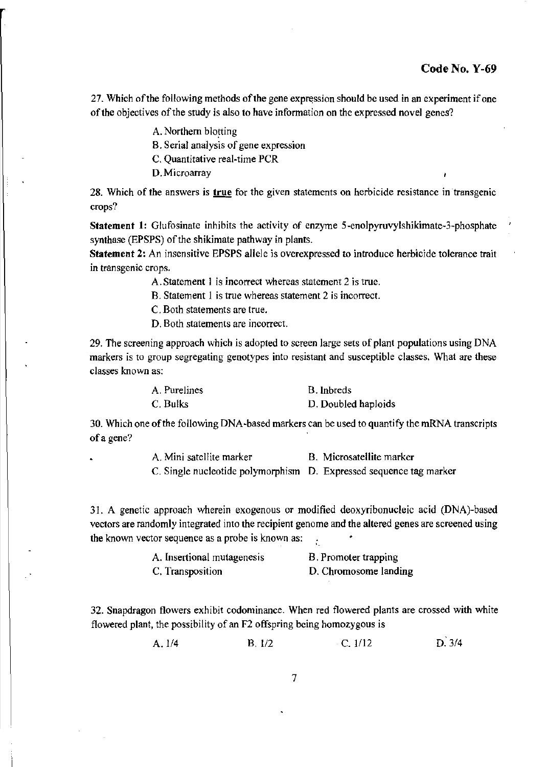**Code No. Y-69**

27. Which of the following methods of the gene expression should be used in an experiment if one of the objectives of the study is also to have information on the expressed novel genes?

A. Northern blotting
B. Serial analysis of gene expression
C. Quantitative real-time PCR
D. Microarray

28. Which of the answers is **true** for the given statements on herbicide resistance in transgenic crops?

**Statement 1:** Glufosinate inhibits the activity of enzyme 5-enolpyruvylshikimate-3-phosphate synthase (EPSPS) of the shikimate pathway in plants.

**Statement 2:** An insensitive EPSPS allele is overexpressed to introduce herbicide tolerance trait in transgenic crops.

A. Statement 1 is incorrect whereas statement 2 is true.
B. Statement 1 is true whereas statement 2 is incorrect.
C. Both statements are true.
D. Both statements are incorrect.

29. The screening approach which is adopted to screen large sets of plant populations using DNA markers is to group segregating genotypes into resistant and susceptible classes. What are these classes known as:

A. Purelines
B. Inbreds
C. Bulks
D. Doubled haploids

30. Which one of the following DNA-based markers can be used to quantify the mRNA transcripts of a gene?

A. Mini satellite marker
B. Microsatellite marker
C. Single nucleotide polymorphism
D. Expressed sequence tag marker

31. A genetic approach wherein exogenous or modified deoxyribonucleic acid (DNA)-based vectors are randomly integrated into the recipient genome and the altered genes are screened using the known vector sequence as a probe is known as:

A. Insertional mutagenesis
B. Promoter trapping
C. Transposition
D. Chromosome landing

32. Snapdragon flowers exhibit codominance. When red flowered plants are crossed with white flowered plant, the possibility of an F2 offspring being homozygous is

A. 1/4
B. 1/2
C. 1/12
D. 3/4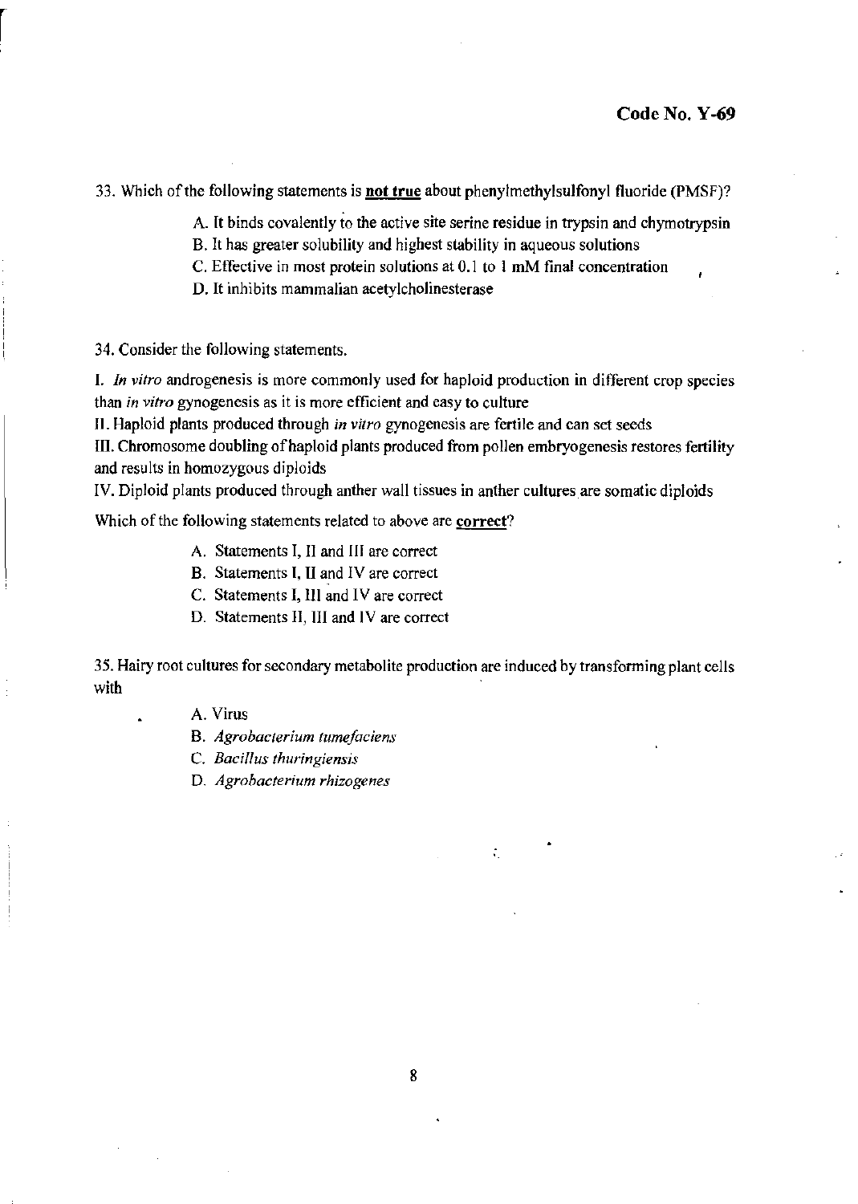33. Which of the following statements is **not true** about phenylmethylsulfonyl fluoride (PMSF)?

A. It binds covalently to the active site serine residue in trypsin and chymotrypsin
B. It has greater solubility and highest stability in aqueous solutions
C. Effective in most protein solutions at 0.1 to 1 mM final concentration
D. It inhibits mammalian acetylcholinesterase

34. Consider the following statements.

I. *In vitro* androgenesis is more commonly used for haploid production in different crop species than *in vitro* gynogenesis as it is more efficient and easy to culture
II. Haploid plants produced through *in vitro* gynogenesis are fertile and can set seeds
III. Chromosome doubling of haploid plants produced from pollen embryogenesis restores fertility and results in homozygous diploids
IV. Diploid plants produced through anther wall tissues in anther cultures are somatic diploids

Which of the following statements related to above are **correct**?

A. Statements I, II and III are correct
B. Statements I, II and IV are correct
C. Statements I, III and IV are correct
D. Statements II, III and IV are correct

35. Hairy root cultures for secondary metabolite production are induced by transforming plant cells with

A. Virus
B. *Agrobacterium tumefaciens*
C. *Bacillus thuringiensis*
D. *Agrobacterium rhizogenes*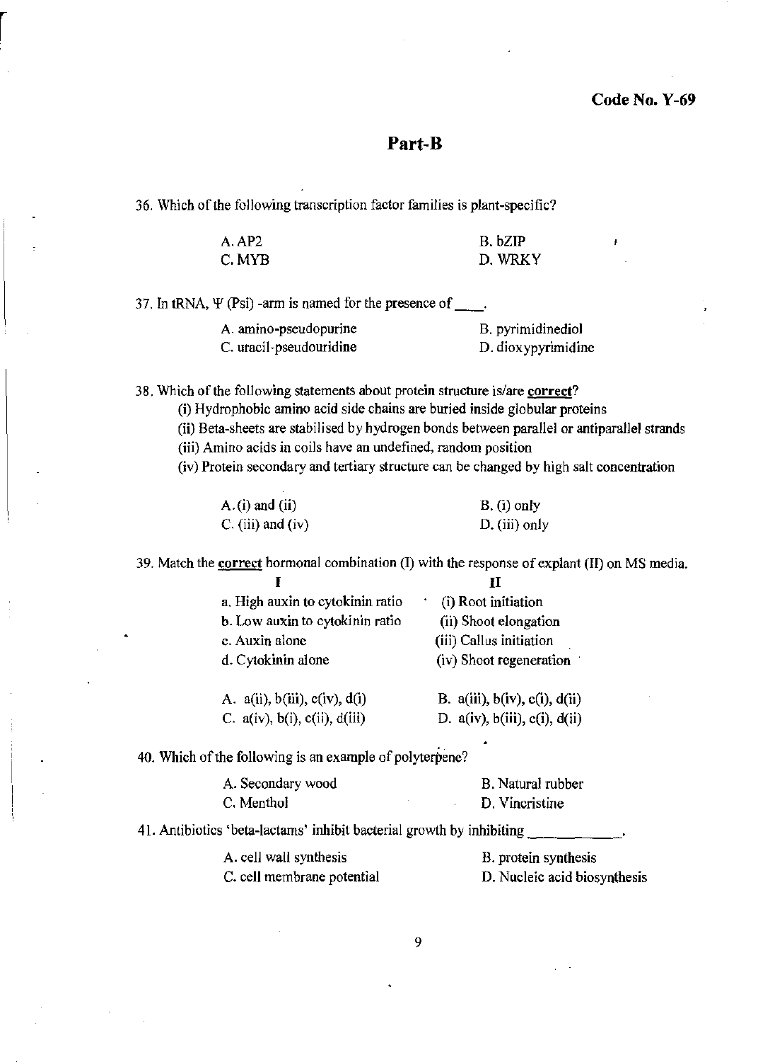Code No. Y-69

## Part-B

36. Which of the following transcription factor families is plant-specific?

A. AP2  
B. bZIP  
C. MYB  
D. WRKY

37. In tRNA, Ψ (Psi) -arm is named for the presence of ____.

A. amino-pseudopurine  
B. pyrimidinediol  
C. uracil-pseudouridine  
D. dioxypyrimidine

38. Which of the following statements about protein structure is/are **correct**?

(i) Hydrophobic amino acid side chains are buried inside globular proteins  
(ii) Beta-sheets are stabilised by hydrogen bonds between parallel or antiparallel strands  
(iii) Amino acids in coils have an undefined, random position  
(iv) Protein secondary and tertiary structure can be changed by high salt concentration

A. (i) and (ii)  
B. (i) only  
C. (iii) and (iv)  
D. (iii) only

39. Match the **correct** hormonal combination (I) with the response of explant (II) on MS media.

| I | II |
|---|---|
| a. High auxin to cytokinin ratio | (i) Root initiation |
| b. Low auxin to cytokinin ratio | (ii) Shoot elongation |
| c. Auxin alone | (iii) Callus initiation |
| d. Cytokinin alone | (iv) Shoot regeneration |

A. a(ii), b(iii), c(iv), d(i)  
B. a(iii), b(iv), c(i), d(ii)  
C. a(iv), b(i), c(ii), d(iii)  
D. a(iv), b(iii), c(i), d(ii)

40. Which of the following is an example of polyterpene?

A. Secondary wood  
B. Natural rubber  
C. Menthol  
D. Vincristine

41. Antibiotics 'beta-lactams' inhibit bacterial growth by inhibiting ____________.

A. cell wall synthesis  
B. protein synthesis  
C. cell membrane potential  
D. Nucleic acid biosynthesis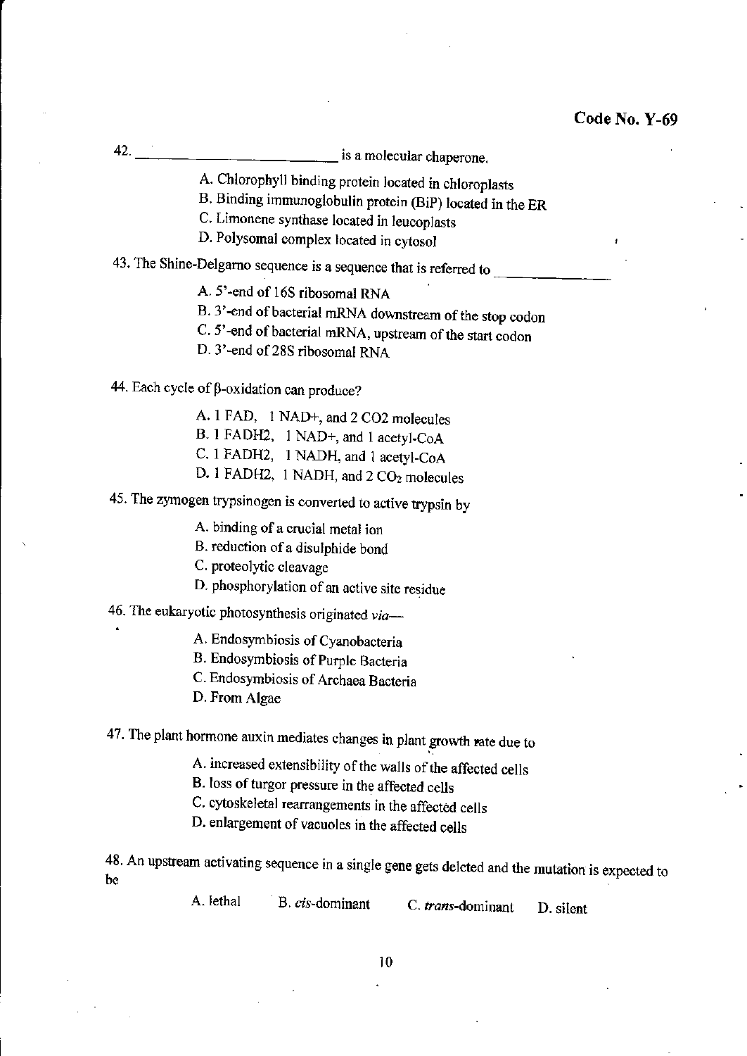42. ______________________ is a molecular chaperone.

A. Chlorophyll binding protein located in chloroplasts
B. Binding immunoglobulin protein (BiP) located in the ER
C. Limonene synthase located in leucoplasts
D. Polysomal complex located in cytosol

43. The Shine-Delgarno sequence is a sequence that is referred to ____________

A. 5'-end of 16S ribosomal RNA
B. 3'-end of bacterial mRNA downstream of the stop codon
C. 5'-end of bacterial mRNA, upstream of the start codon
D. 3'-end of 28S ribosomal RNA

44. Each cycle of β-oxidation can produce?

A. 1 FAD, 1 NAD+, and 2 CO2 molecules
B. 1 FADH2, 1 NAD+, and 1 acetyl-CoA
C. 1 FADH2, 1 NADH, and 1 acetyl-CoA
D. 1 FADH2, 1 NADH, and 2 $CO_2$ molecules

45. The zymogen trypsinogen is converted to active trypsin by

A. binding of a crucial metal ion
B. reduction of a disulphide bond
C. proteolytic cleavage
D. phosphorylation of an active site residue

46. The eukaryotic photosynthesis originated *via*—

A. Endosymbiosis of Cyanobacteria
B. Endosymbiosis of Purple Bacteria
C. Endosymbiosis of Archaea Bacteria
D. From Algae

47. The plant hormone auxin mediates changes in plant growth rate due to

A. increased extensibility of the walls of the affected cells
B. loss of turgor pressure in the affected cells
C. cytoskeletal rearrangements in the affected cells
D. enlargement of vacuoles in the affected cells

48. An upstream activating sequence in a single gene gets deleted and the mutation is expected to be

A. lethal B. *cis*-dominant C. *trans*-dominant D. silent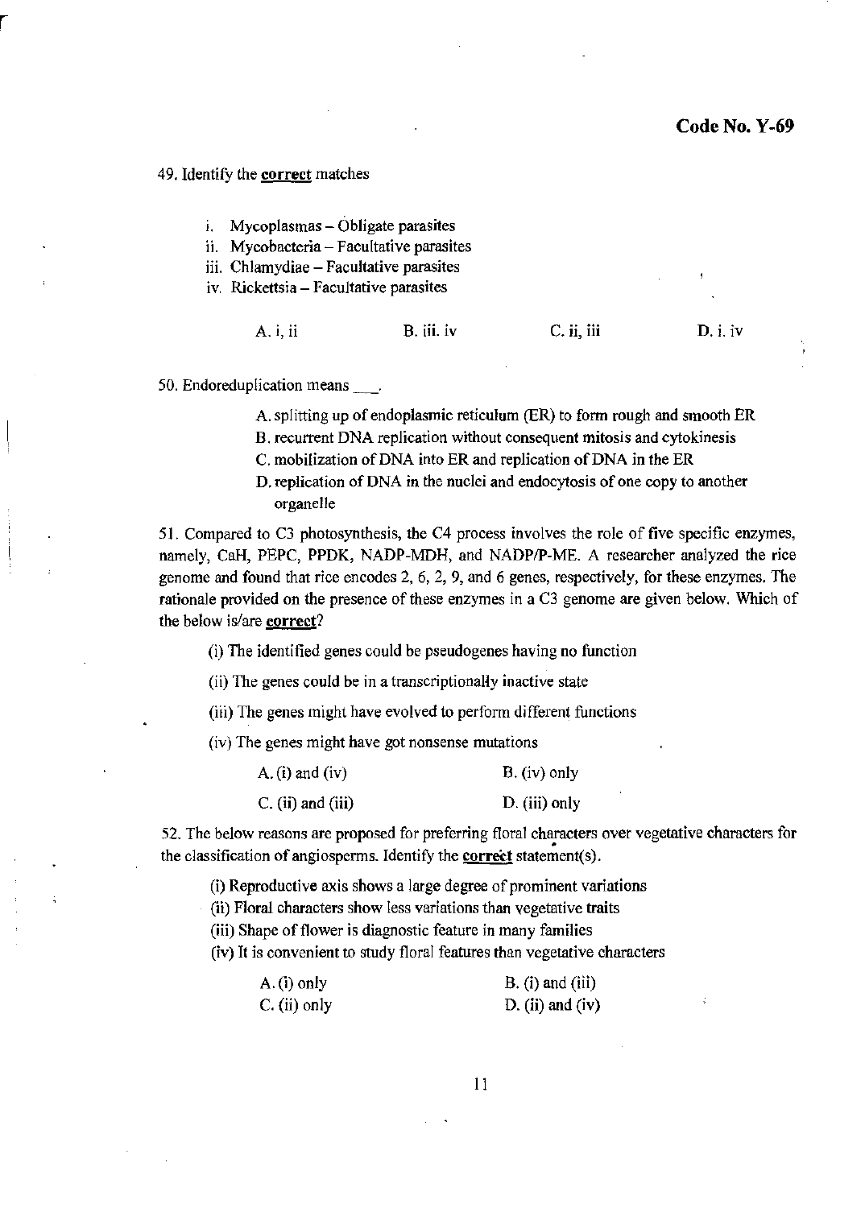49. Identify the **correct** matches

i. Mycoplasmas – Obligate parasites
ii. Mycobacteria – Facultative parasites
iii. Chlamydiae – Facultative parasites
iv. Rickettsia – Facultative parasites

A. i, ii B. iii. iv C. ii, iii D. i. iv

50. Endoreduplication means ___.

A. splitting up of endoplasmic reticulum (ER) to form rough and smooth ER
B. recurrent DNA replication without consequent mitosis and cytokinesis
C. mobilization of DNA into ER and replication of DNA in the ER
D. replication of DNA in the nuclei and endocytosis of one copy to another organelle

51. Compared to C3 photosynthesis, the C4 process involves the role of five specific enzymes, namely, CaH, PEPC, PPDK, NADP-MDH, and NADP/P-ME. A researcher analyzed the rice genome and found that rice encodes 2, 6, 2, 9, and 6 genes, respectively, for these enzymes. The rationale provided on the presence of these enzymes in a C3 genome are given below. Which of the below is/are **correct**?

(i) The identified genes could be pseudogenes having no function

(ii) The genes could be in a transcriptionally inactive state

(iii) The genes might have evolved to perform different functions

(iv) The genes might have got nonsense mutations

A. (i) and (iv) B. (iv) only
C. (ii) and (iii) D. (iii) only

52. The below reasons are proposed for preferring floral characters over vegetative characters for the classification of angiosperms. Identify the **correct** statement(s).

(i) Reproductive axis shows a large degree of prominent variations
(ii) Floral characters show less variations than vegetative traits
(iii) Shape of flower is diagnostic feature in many families
(iv) It is convenient to study floral features than vegetative characters

A. (i) only B. (i) and (iii)
C. (ii) only D. (ii) and (iv)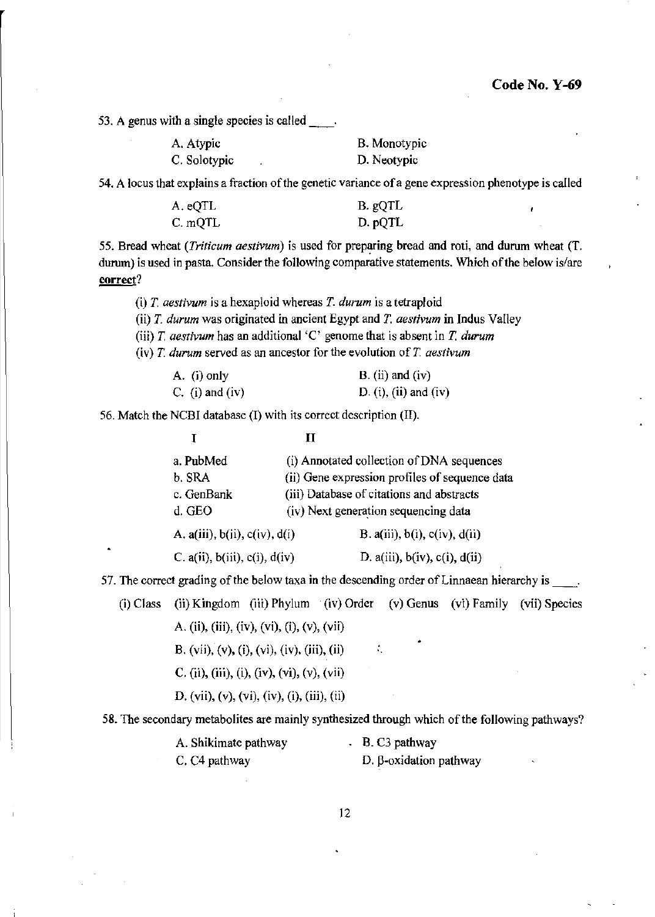**Code No. Y-69**

53. A genus with a single species is called ____.

| | |
|---|---|
| A. Atypic | B. Monotypic |
| C. Solotypic | D. Neotypic |

54. A locus that explains a fraction of the genetic variance of a gene expression phenotype is called

| | |
|---|---|
| A. eQTL | B. gQTL |
| C. mQTL | D. pQTL |

55. Bread wheat (*Triticum aestivum*) is used for preparing bread and roti, and durum wheat (T. durum) is used in pasta. Consider the following comparative statements. Which of the below is/are **correct**?

(i) *T. aestivum* is a hexaploid whereas *T. durum* is a tetraploid

(ii) *T. durum* was originated in ancient Egypt and *T. aestivum* in Indus Valley

(iii) *T. aestivum* has an additional 'C' genome that is absent in *T. durum*

(iv) *T. durum* served as an ancestor for the evolution of *T. aestivum*

| | |
|---|---|
| A. (i) only | B. (ii) and (iv) |
| C. (i) and (iv) | D. (i), (ii) and (iv) |

56. Match the NCBI database (I) with its correct description (II).

| I | II |
|---|---|
| a. PubMed | (i) Annotated collection of DNA sequences |
| b. SRA | (ii) Gene expression profiles of sequence data |
| c. GenBank | (iii) Database of citations and abstracts |
| d. GEO | (iv) Next generation sequencing data |

| | |
|---|---|
| A. a(iii), b(ii), c(iv), d(i) | B. a(iii), b(i), c(iv), d(ii) |
| C. a(ii), b(iii), c(i), d(iv) | D. a(iii), b(iv), c(i), d(ii) |

57. The correct grading of the below taxa in the descending order of Linnaean hierarchy is ____.

(i) Class (ii) Kingdom (iii) Phylum (iv) Order (v) Genus (vi) Family (vii) Species

A. (ii), (iii), (iv), (vi), (i), (v), (vii)

B. (vii), (v), (i), (vi), (iv), (iii), (ii)

C. (ii), (iii), (i), (iv), (vi), (v), (vii)

D. (vii), (v), (vi), (iv), (i), (iii), (ii)

58. The secondary metabolites are mainly synthesized through which of the following pathways?

| | |
|---|---|
| A. Shikimate pathway | B. C3 pathway |
| C. C4 pathway | D. β-oxidation pathway |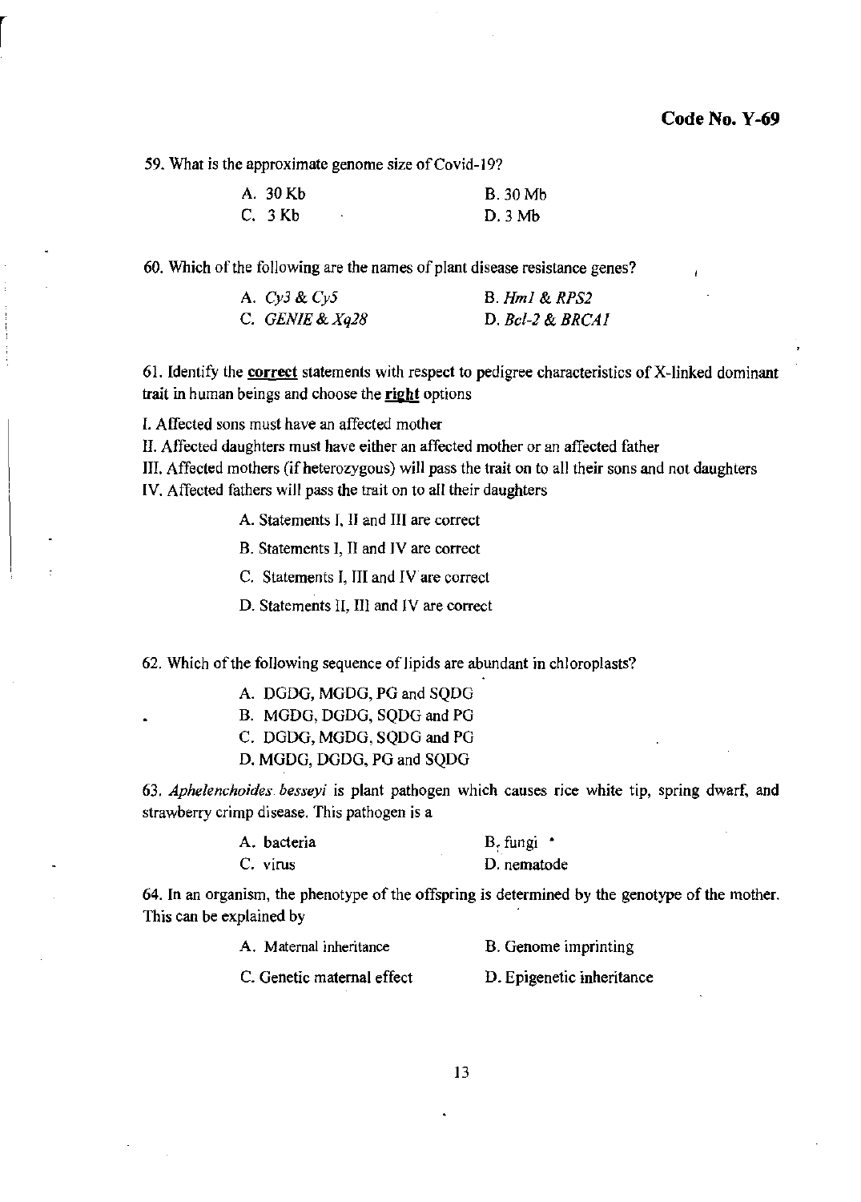**Code No. Y-69**

59. What is the approximate genome size of Covid-19?

| | |
|---|---|
| A. 30 Kb | B. 30 Mb |
| C. 3 Kb | D. 3 Mb |

60. Which of the following are the names of plant disease resistance genes?

| | |
|---|---|
| A. *Cy3 & Cy5* | B. *Hm1 & RPS2* |
| C. *GENIE & Xq28* | D. *Bcl-2 & BRCA1* |

61. Identify the **correct** statements with respect to pedigree characteristics of X-linked dominant trait in human beings and choose the **right** options

I. Affected sons must have an affected mother

II. Affected daughters must have either an affected mother or an affected father

III. Affected mothers (if heterozygous) will pass the trait on to all their sons and not daughters

IV. Affected fathers will pass the trait on to all their daughters

A. Statements I, II and III are correct

B. Statements I, II and IV are correct

C. Statements I, III and IV are correct

D. Statements II, III and IV are correct

62. Which of the following sequence of lipids are abundant in chloroplasts?

A. DGDG, MGDG, PG and SQDG

B. MGDG, DGDG, SQDG and PG

C. DGDG, MGDG, SQDG and PG

D. MGDG, DGDG, PG and SQDG

63. *Aphelenchoides besseyi* is plant pathogen which causes rice white tip, spring dwarf, and strawberry crimp disease. This pathogen is a

| | |
|---|---|
| A. bacteria | B. fungi |
| C. virus | D. nematode |

64. In an organism, the phenotype of the offspring is determined by the genotype of the mother. This can be explained by

| | |
|---|---|
| A. Maternal inheritance | B. Genome imprinting |
| C. Genetic maternal effect | D. Epigenetic inheritance |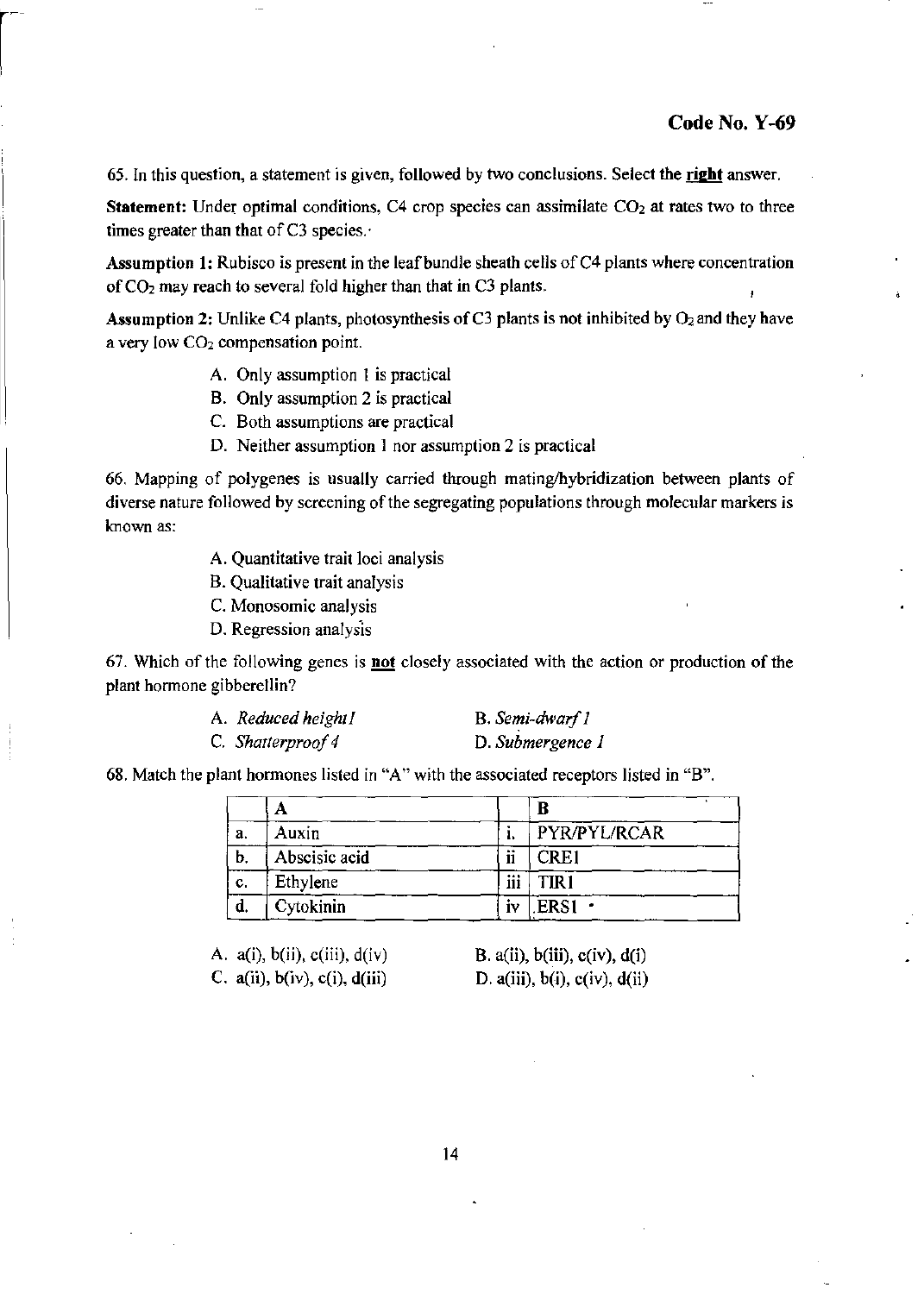65. In this question, a statement is given, followed by two conclusions. Select the **right** answer.

**Statement:** Under optimal conditions, C4 crop species can assimilate $CO_2$ at rates two to three times greater than that of C3 species.

**Assumption 1:** Rubisco is present in the leaf bundle sheath cells of C4 plants where concentration of $CO_2$ may reach to several fold higher than that in C3 plants.

**Assumption 2:** Unlike C4 plants, photosynthesis of C3 plants is not inhibited by $O_2$ and they have a very low $CO_2$ compensation point.

A. Only assumption 1 is practical
B. Only assumption 2 is practical
C. Both assumptions are practical
D. Neither assumption 1 nor assumption 2 is practical

66. Mapping of polygenes is usually carried through mating/hybridization between plants of diverse nature followed by screening of the segregating populations through molecular markers is known as:

A. Quantitative trait loci analysis
B. Qualitative trait analysis
C. Monosomic analysis
D. Regression analysis

67. Which of the following genes is **not** closely associated with the action or production of the plant hormone gibberellin?

A. *Reduced height1*
B. *Semi-dwarf 1*
C. *Shatterproof 4*
D. *Submergence 1*

68. Match the plant hormones listed in "A" with the associated receptors listed in "B".

| | A | | B |
|---|---|---|---|
| a. | Auxin | i. | PYR/PYL/RCAR |
| b. | Abscisic acid | ii | CRE1 |
| c. | Ethylene | iii | TIR1 |
| d. | Cytokinin | iv | ERS1 |

A. a(i), b(ii), c(iii), d(iv)
B. a(ii), b(iii), c(iv), d(i)
C. a(ii), b(iv), c(i), d(iii)
D. a(iii), b(i), c(iv), d(ii)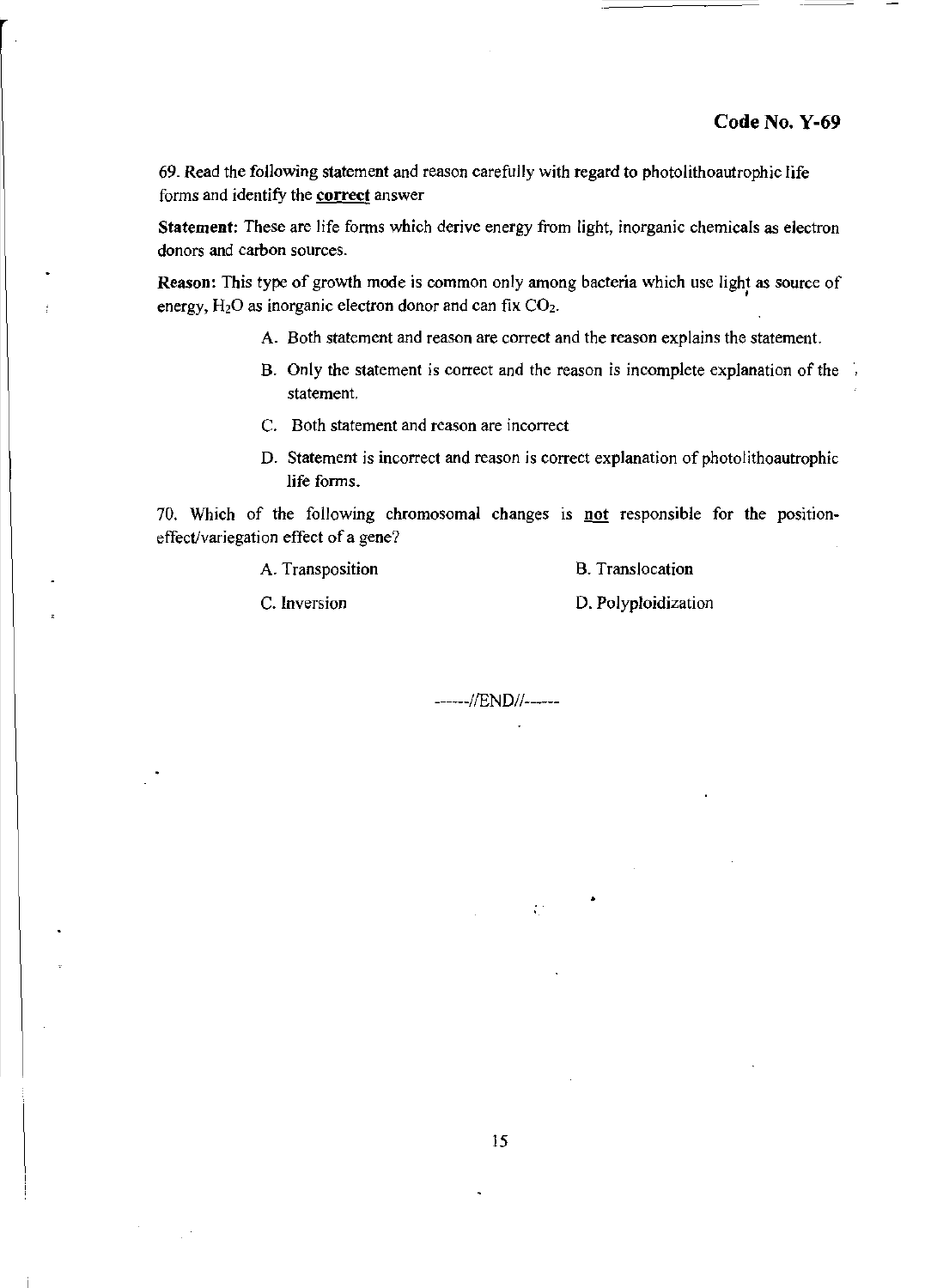69. Read the following statement and reason carefully with regard to photolithoautrophic life forms and identify the **correct** answer

**Statement:** These are life forms which derive energy from light, inorganic chemicals as electron donors and carbon sources.

**Reason:** This type of growth mode is common only among bacteria which use light as source of energy, $H_2O$ as inorganic electron donor and can fix $CO_2$.

A. Both statement and reason are correct and the reason explains the statement.

B. Only the statement is correct and the reason is incomplete explanation of the statement.

C. Both statement and reason are incorrect

D. Statement is incorrect and reason is correct explanation of photolithoautrophic life forms.

70. Which of the following chromosomal changes is **not** responsible for the position-effect/variegation effect of a gene?

A. Transposition

B. Translocation

C. Inversion

D. Polyploidization

------//END//------